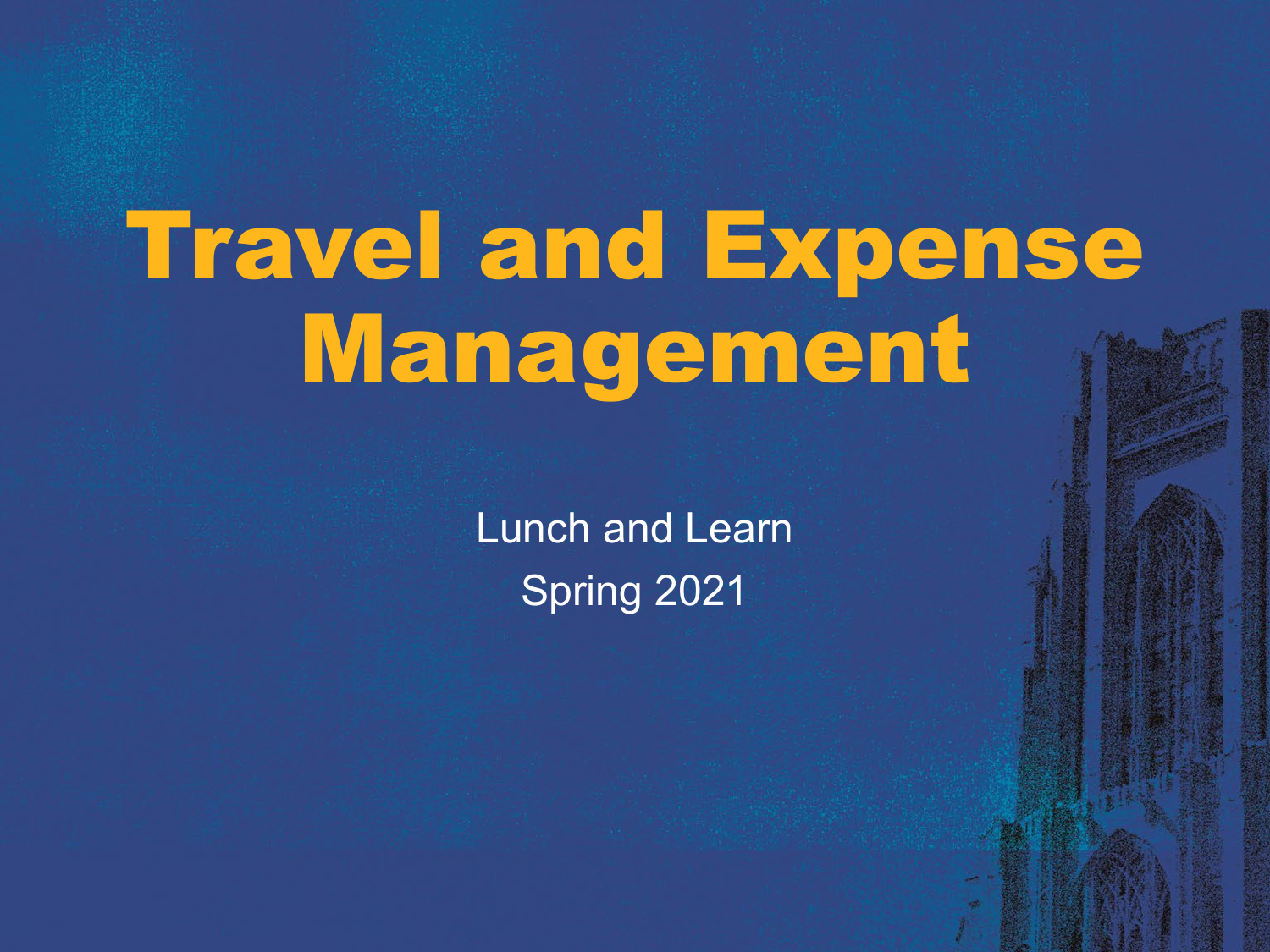# Travel and Expense Management

Lunch and Learn

Spring 2021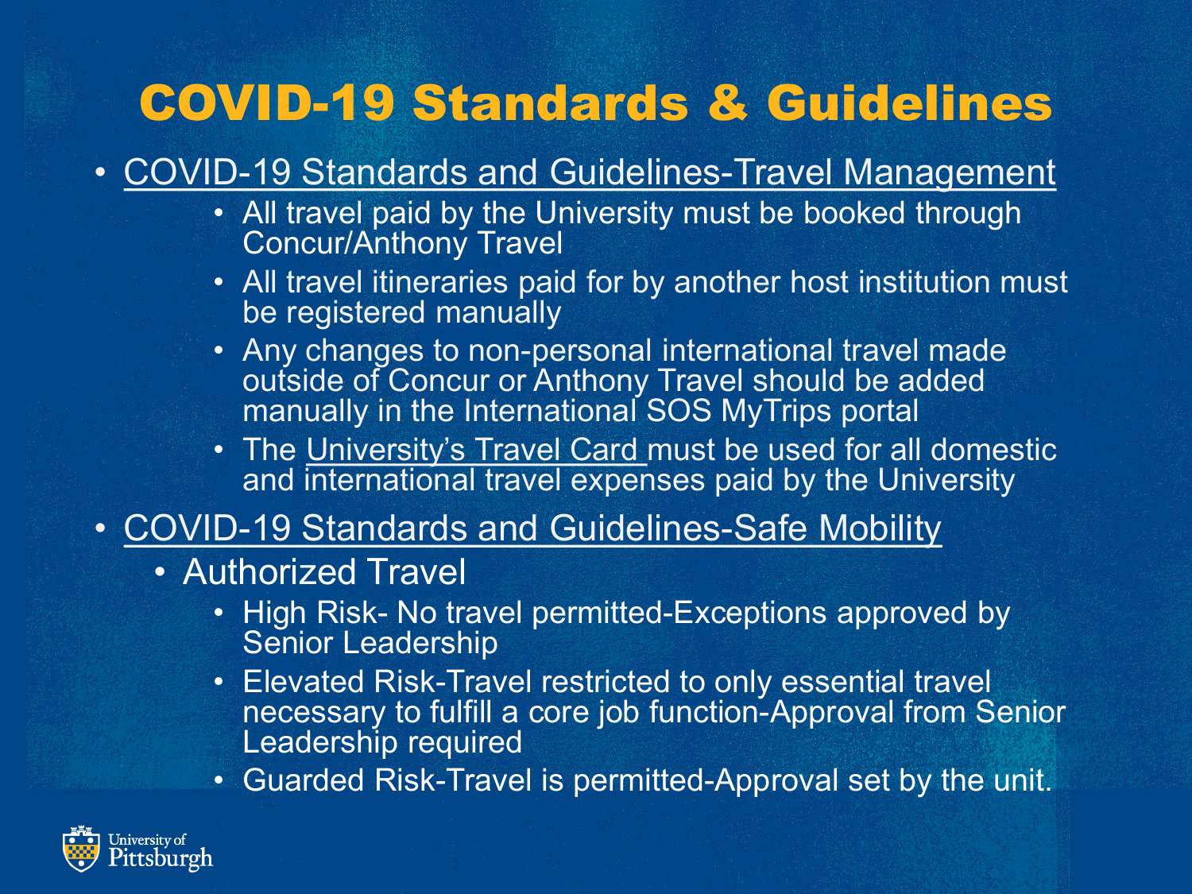# COVID-19 Standards & Guidelines

- COVID-19 Standards and Guidelines-Travel Management
  - All travel paid by the University must be booked through Concur/Anthony Travel
  - All travel itineraries paid for by another host institution must be registered manually
  - Any changes to non-personal international travel made outside of Concur or Anthony Travel should be added manually in the International SOS MyTrips portal
  - The University's Travel Card must be used for all domestic and international travel expenses paid by the University
- COVID-19 Standards and Guidelines-Safe Mobility
  - Authorized Travel
    - High Risk- No travel permitted-Exceptions approved by Senior Leadership
    - Elevated Risk-Travel restricted to only essential travel necessary to fulfill a core job function-Approval from Senior Leadership required
    - Guarded Risk-Travel is permitted-Approval set by the unit.

University of Pittsburgh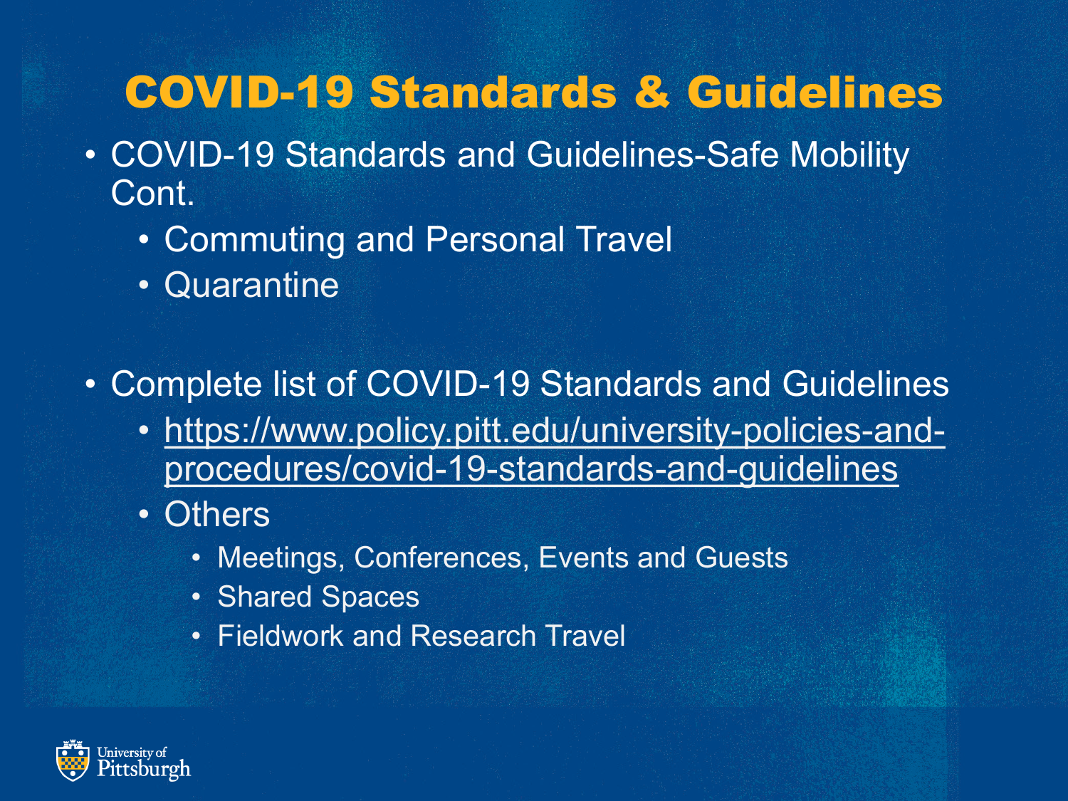# COVID-19 Standards & Guidelines

- COVID-19 Standards and Guidelines-Safe Mobility Cont.
  - Commuting and Personal Travel
  - Quarantine

- Complete list of COVID-19 Standards and Guidelines
  - https://www.policy.pitt.edu/university-policies-and-procedures/covid-19-standards-and-guidelines
  - Others
    - Meetings, Conferences, Events and Guests
    - Shared Spaces
    - Fieldwork and Research Travel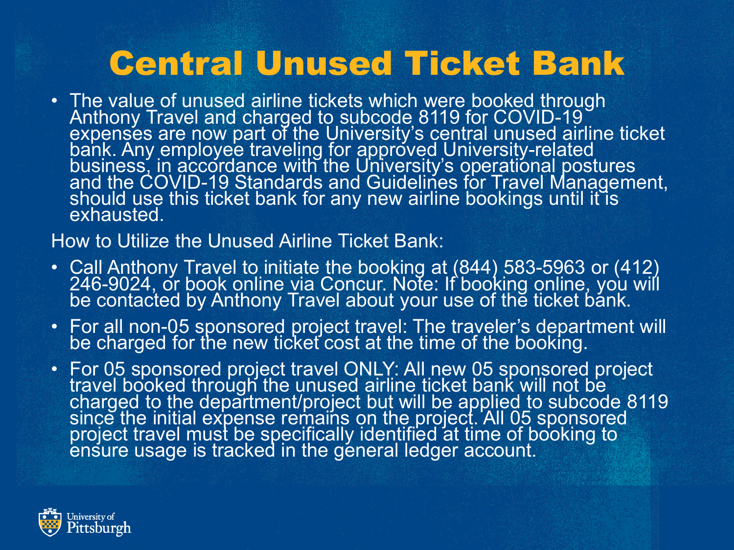# Central Unused Ticket Bank

- The value of unused airline tickets which were booked through Anthony Travel and charged to subcode 8119 for COVID-19 expenses are now part of the University's central unused airline ticket bank. Any employee traveling for approved University-related business, in accordance with the University's operational postures and the COVID-19 Standards and Guidelines for Travel Management, should use this ticket bank for any new airline bookings until it is exhausted.

How to Utilize the Unused Airline Ticket Bank:

- Call Anthony Travel to initiate the booking at (844) 583-5963 or (412) 246-9024, or book online via Concur. Note: If booking online, you will be contacted by Anthony Travel about your use of the ticket bank.
- For all non-05 sponsored project travel: The traveler's department will be charged for the new ticket cost at the time of the booking.
- For 05 sponsored project travel ONLY: All new 05 sponsored project travel booked through the unused airline ticket bank will not be charged to the department/project but will be applied to subcode 8119 since the initial expense remains on the project. All 05 sponsored project travel must be specifically identified at time of booking to ensure usage is tracked in the general ledger account.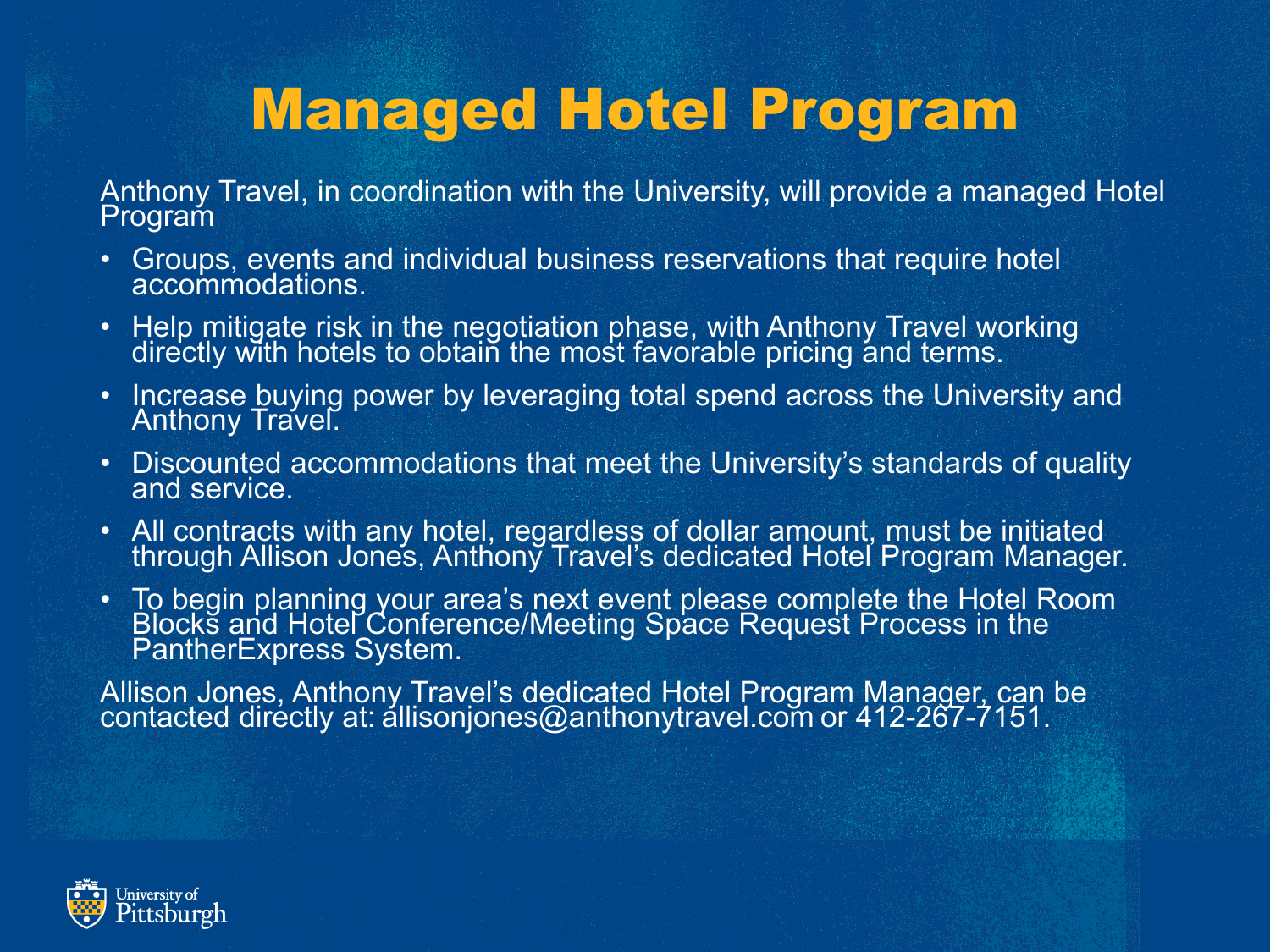# Managed Hotel Program

Anthony Travel, in coordination with the University, will provide a managed Hotel Program

- Groups, events and individual business reservations that require hotel accommodations.
- Help mitigate risk in the negotiation phase, with Anthony Travel working directly with hotels to obtain the most favorable pricing and terms.
- Increase buying power by leveraging total spend across the University and Anthony Travel.
- Discounted accommodations that meet the University's standards of quality and service.
- All contracts with any hotel, regardless of dollar amount, must be initiated through Allison Jones, Anthony Travel's dedicated Hotel Program Manager.
- To begin planning your area's next event please complete the Hotel Room Blocks and Hotel Conference/Meeting Space Request Process in the PantherExpress System.

Allison Jones, Anthony Travel's dedicated Hotel Program Manager, can be contacted directly at: allisonjones@anthonytravel.com or 412-267-7151.

University of Pittsburgh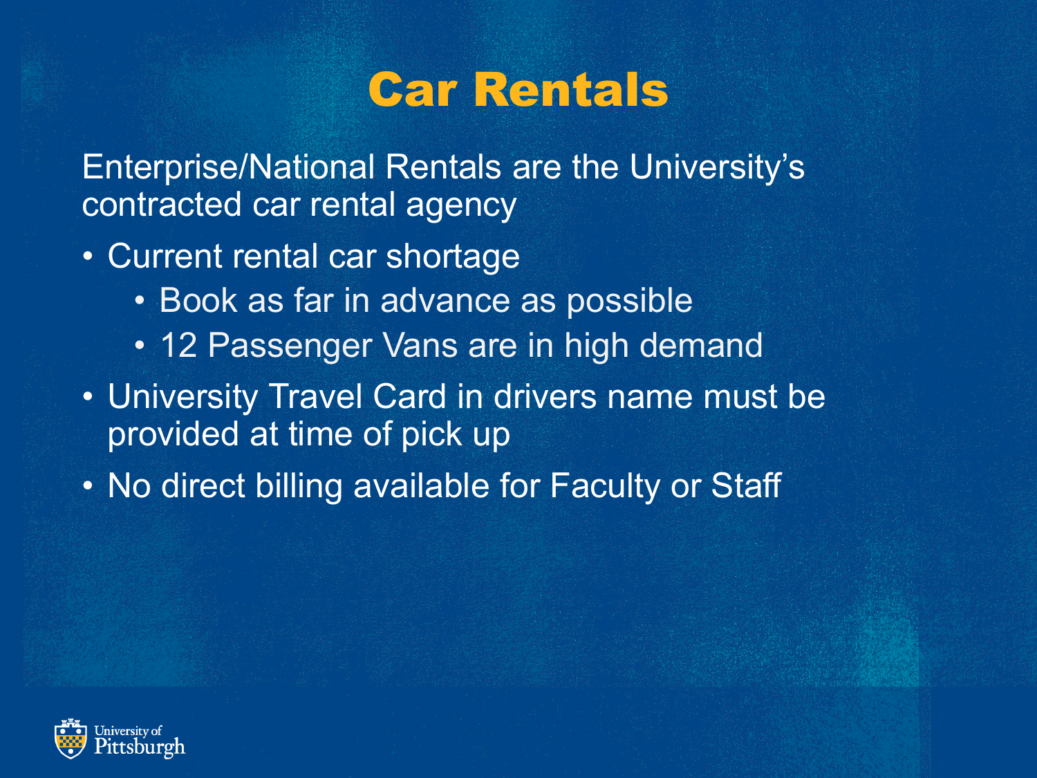# Car Rentals

Enterprise/National Rentals are the University's contracted car rental agency

- Current rental car shortage
  - Book as far in advance as possible
  - 12 Passenger Vans are in high demand
- University Travel Card in drivers name must be provided at time of pick up
- No direct billing available for Faculty or Staff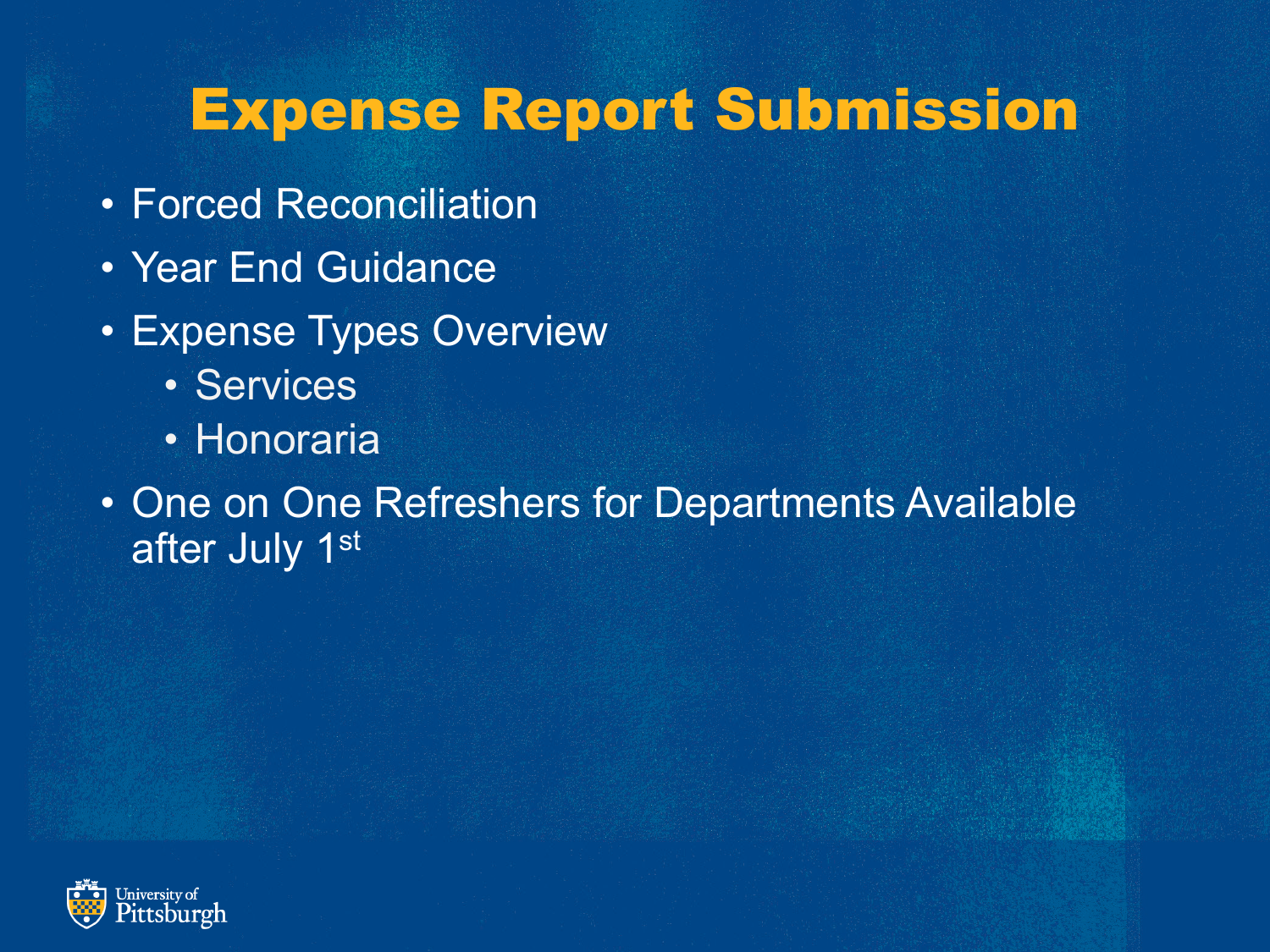# Expense Report Submission

- Forced Reconciliation
- Year End Guidance
- Expense Types Overview
  - Services
  - Honoraria
- One on One Refreshers for Departments Available after July 1st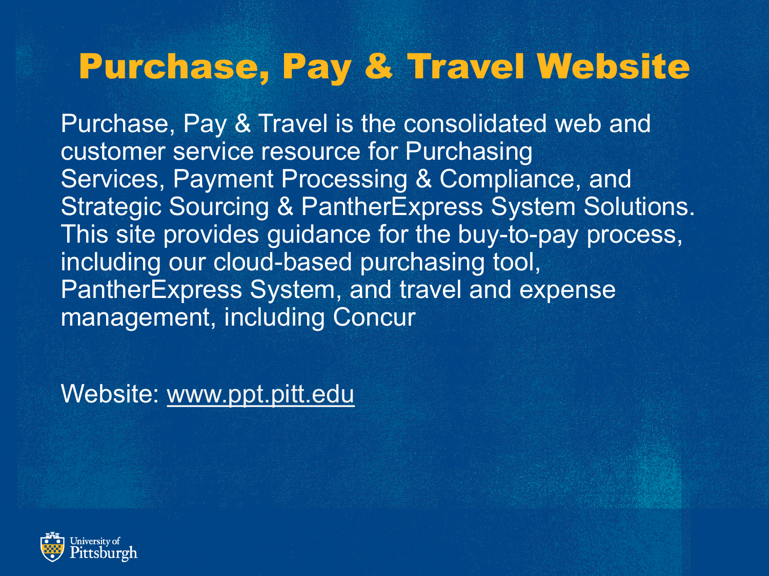# Purchase, Pay & Travel Website

Purchase, Pay & Travel is the consolidated web and customer service resource for Purchasing Services, Payment Processing & Compliance, and Strategic Sourcing & PantherExpress System Solutions. This site provides guidance for the buy-to-pay process, including our cloud-based purchasing tool, PantherExpress System, and travel and expense management, including Concur

Website: www.ppt.pitt.edu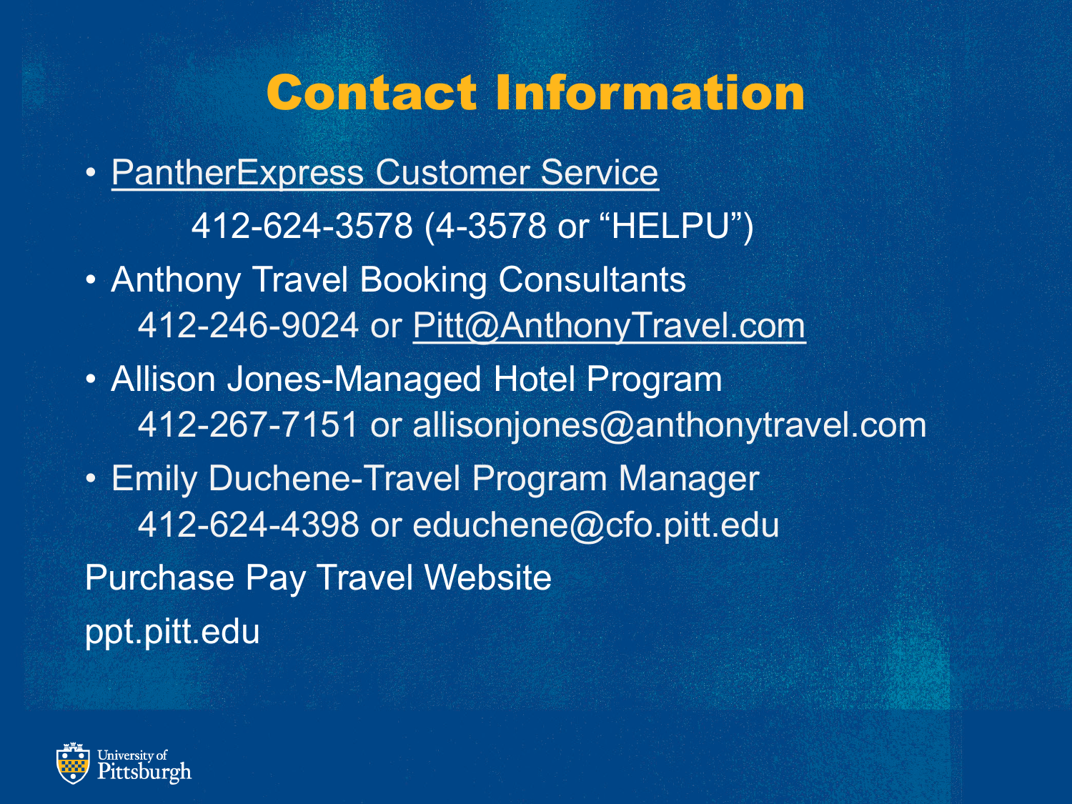# Contact Information

- PantherExpress Customer Service

  412-624-3578 (4-3578 or "HELPU")

- Anthony Travel Booking Consultants

  412-246-9024 or Pitt@AnthonyTravel.com

- Allison Jones-Managed Hotel Program

  412-267-7151 or allisonjones@anthonytravel.com

- Emily Duchene-Travel Program Manager

  412-624-4398 or educhene@cfo.pitt.edu

Purchase Pay Travel Website

ppt.pitt.edu

University of Pittsburgh